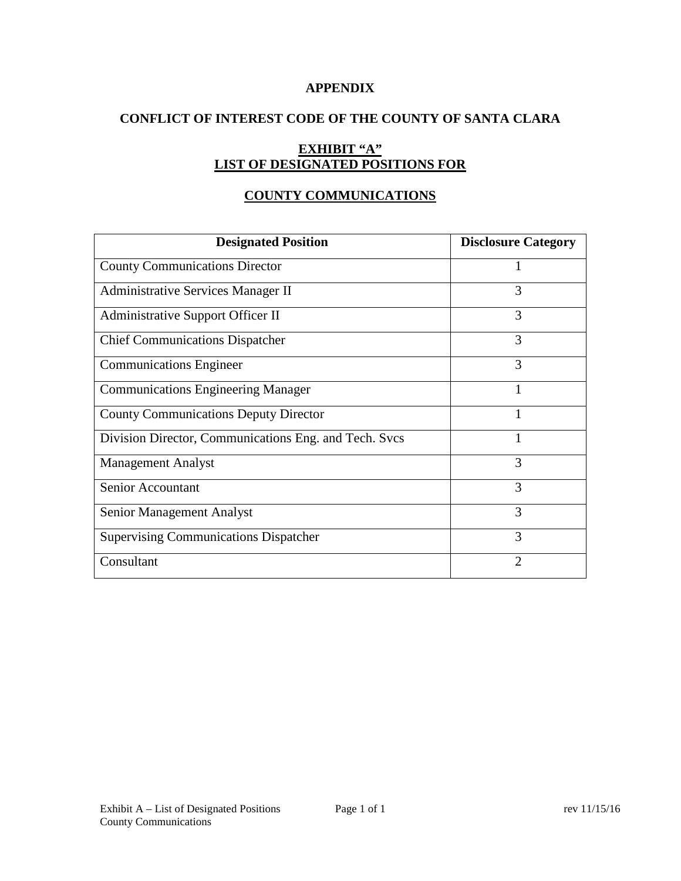# APPENDIX

## CONFLICT OF INTEREST CODE OF THE COUNTY OF SANTA CLARA

## EXHIBIT "A"
## LIST OF DESIGNATED POSITIONS FOR

## COUNTY COMMUNICATIONS

| Designated Position | Disclosure Category |
|---|---|
| County Communications Director | 1 |
| Administrative Services Manager II | 3 |
| Administrative Support Officer II | 3 |
| Chief Communications Dispatcher | 3 |
| Communications Engineer | 3 |
| Communications Engineering Manager | 1 |
| County Communications Deputy Director | 1 |
| Division Director, Communications Eng. and Tech. Svcs | 1 |
| Management Analyst | 3 |
| Senior Accountant | 3 |
| Senior Management Analyst | 3 |
| Supervising Communications Dispatcher | 3 |
| Consultant | 2 |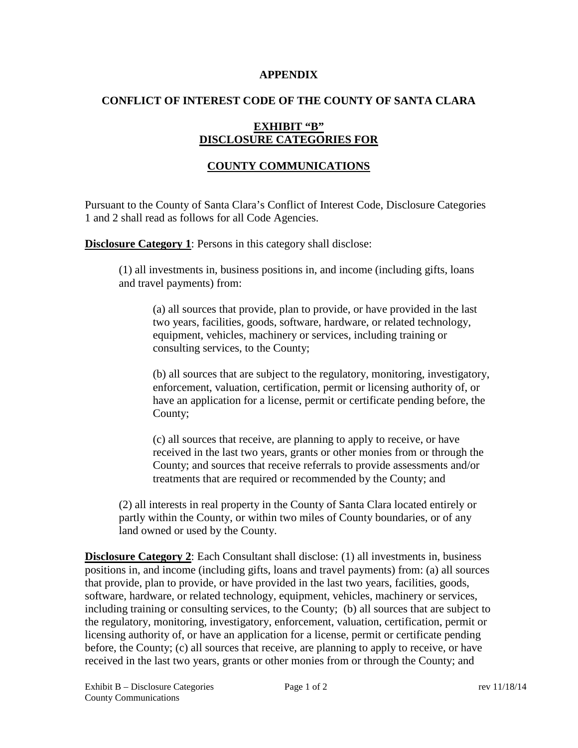**APPENDIX**

**CONFLICT OF INTEREST CODE OF THE COUNTY OF SANTA CLARA**

**EXHIBIT "B"**
**DISCLOSURE CATEGORIES FOR**

**COUNTY COMMUNICATIONS**

Pursuant to the County of Santa Clara's Conflict of Interest Code, Disclosure Categories 1 and 2 shall read as follows for all Code Agencies.

**Disclosure Category 1**: Persons in this category shall disclose:

(1) all investments in, business positions in, and income (including gifts, loans and travel payments) from:

(a) all sources that provide, plan to provide, or have provided in the last two years, facilities, goods, software, hardware, or related technology, equipment, vehicles, machinery or services, including training or consulting services, to the County;

(b) all sources that are subject to the regulatory, monitoring, investigatory, enforcement, valuation, certification, permit or licensing authority of, or have an application for a license, permit or certificate pending before, the County;

(c) all sources that receive, are planning to apply to receive, or have received in the last two years, grants or other monies from or through the County; and sources that receive referrals to provide assessments and/or treatments that are required or recommended by the County; and

(2) all interests in real property in the County of Santa Clara located entirely or partly within the County, or within two miles of County boundaries, or of any land owned or used by the County.

**Disclosure Category 2**: Each Consultant shall disclose: (1) all investments in, business positions in, and income (including gifts, loans and travel payments) from: (a) all sources that provide, plan to provide, or have provided in the last two years, facilities, goods, software, hardware, or related technology, equipment, vehicles, machinery or services, including training or consulting services, to the County; (b) all sources that are subject to the regulatory, monitoring, investigatory, enforcement, valuation, certification, permit or licensing authority of, or have an application for a license, permit or certificate pending before, the County; (c) all sources that receive, are planning to apply to receive, or have received in the last two years, grants or other monies from or through the County; and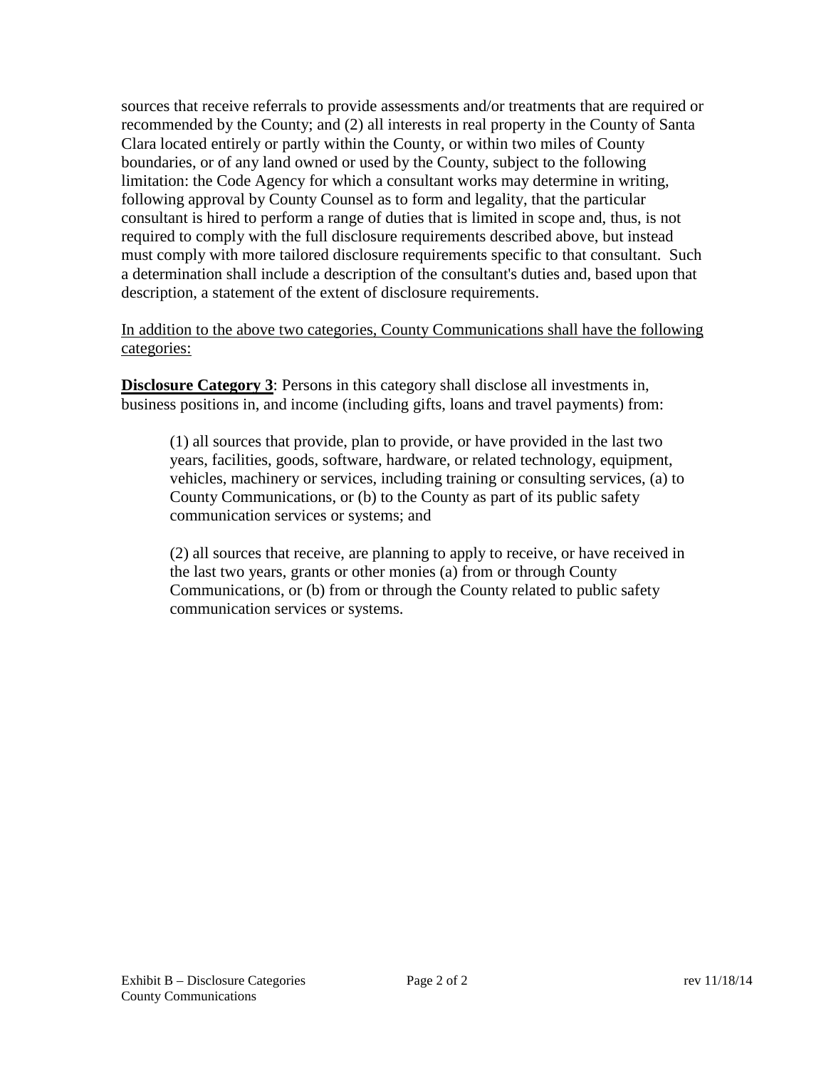sources that receive referrals to provide assessments and/or treatments that are required or recommended by the County; and (2) all interests in real property in the County of Santa Clara located entirely or partly within the County, or within two miles of County boundaries, or of any land owned or used by the County, subject to the following limitation: the Code Agency for which a consultant works may determine in writing, following approval by County Counsel as to form and legality, that the particular consultant is hired to perform a range of duties that is limited in scope and, thus, is not required to comply with the full disclosure requirements described above, but instead must comply with more tailored disclosure requirements specific to that consultant. Such a determination shall include a description of the consultant's duties and, based upon that description, a statement of the extent of disclosure requirements.

In addition to the above two categories, County Communications shall have the following categories:

**Disclosure Category 3**: Persons in this category shall disclose all investments in, business positions in, and income (including gifts, loans and travel payments) from:

(1) all sources that provide, plan to provide, or have provided in the last two years, facilities, goods, software, hardware, or related technology, equipment, vehicles, machinery or services, including training or consulting services, (a) to County Communications, or (b) to the County as part of its public safety communication services or systems; and

(2) all sources that receive, are planning to apply to receive, or have received in the last two years, grants or other monies (a) from or through County Communications, or (b) from or through the County related to public safety communication services or systems.